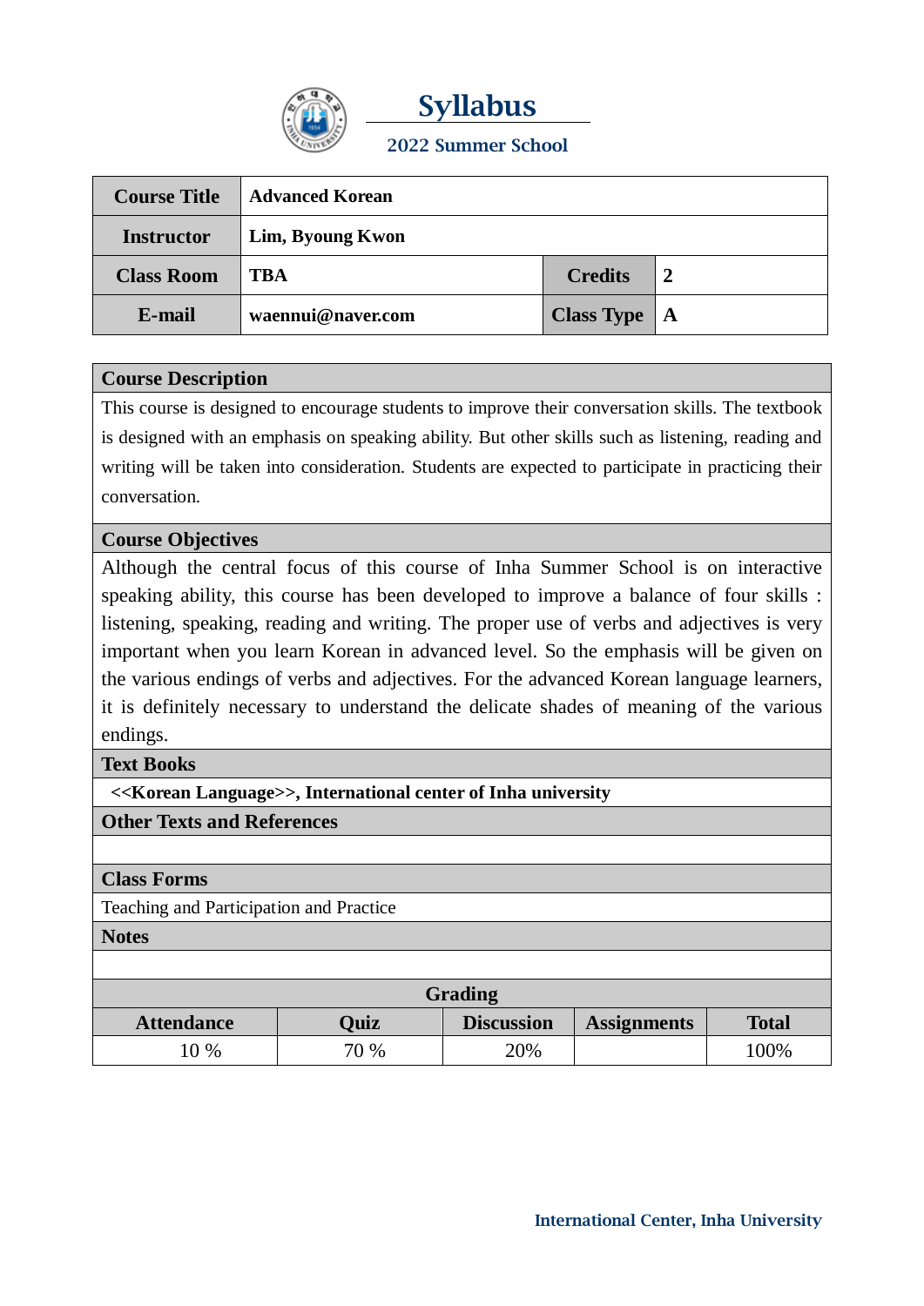# Syllabus

## 2022 Summer School

| Course Title | Advanced Korean | | |
|---|---|---|---|
| Instructor | Lim, Byoung Kwon | | |
| Class Room | TBA | Credits | 2 |
| E-mail | waennui@naver.com | Class Type | A |

### Course Description

This course is designed to encourage students to improve their conversation skills. The textbook is designed with an emphasis on speaking ability. But other skills such as listening, reading and writing will be taken into consideration. Students are expected to participate in practicing their conversation.

### Course Objectives

Although the central focus of this course of Inha Summer School is on interactive speaking ability, this course has been developed to improve a balance of four skills : listening, speaking, reading and writing. The proper use of verbs and adjectives is very important when you learn Korean in advanced level. So the emphasis will be given on the various endings of verbs and adjectives. For the advanced Korean language learners, it is definitely necessary to understand the delicate shades of meaning of the various endings.

### Text Books

**<<Korean Language>>, International center of Inha university**

### Other Texts and References

### Class Forms

Teaching and Participation and Practice

### Notes

### Grading

| Attendance | Quiz | Discussion | Assignments | Total |
|---|---|---|---|---|
| 10 % | 70 % | 20% | | 100% |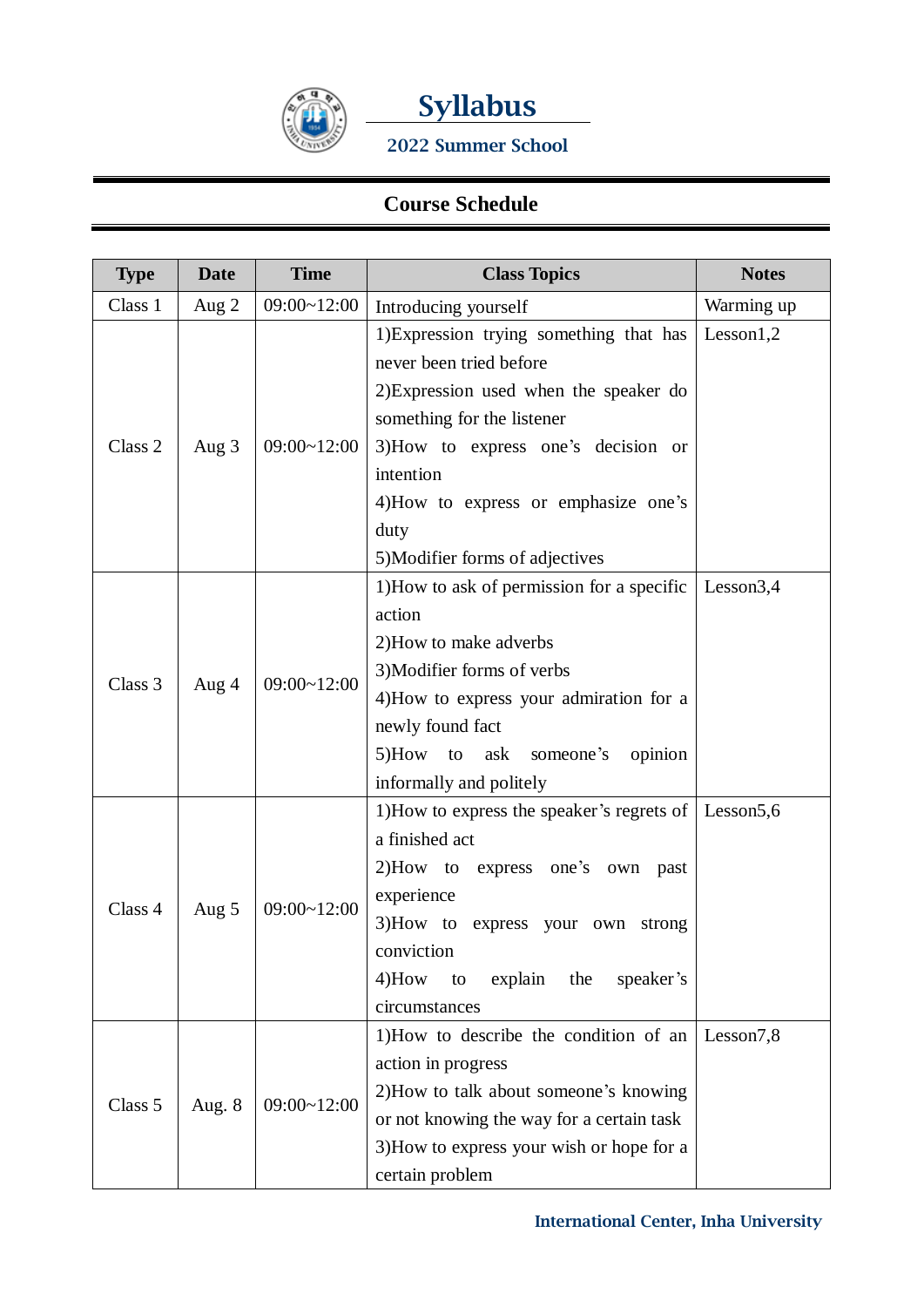# Syllabus

**2022 Summer School**

## Course Schedule

| Type | Date | Time | Class Topics | Notes |
|---|---|---|---|---|
| Class 1 | Aug 2 | 09:00~12:00 | Introducing yourself | Warming up |
| Class 2 | Aug 3 | 09:00~12:00 | 1)Expression trying something that has never been tried before<br>2)Expression used when the speaker do something for the listener<br>3)How to express one's decision or intention<br>4)How to express or emphasize one's duty<br>5)Modifier forms of adjectives | Lesson1,2 |
| Class 3 | Aug 4 | 09:00~12:00 | 1)How to ask of permission for a specific action<br>2)How to make adverbs<br>3)Modifier forms of verbs<br>4)How to express your admiration for a newly found fact<br>5)How to ask someone's opinion informally and politely | Lesson3,4 |
| Class 4 | Aug 5 | 09:00~12:00 | 1)How to express the speaker's regrets of a finished act<br>2)How to express one's own past experience<br>3)How to express your own strong conviction<br>4)How to explain the speaker's circumstances | Lesson5,6 |
| Class 5 | Aug. 8 | 09:00~12:00 | 1)How to describe the condition of an action in progress<br>2)How to talk about someone's knowing or not knowing the way for a certain task<br>3)How to express your wish or hope for a certain problem | Lesson7,8 |

International Center, Inha University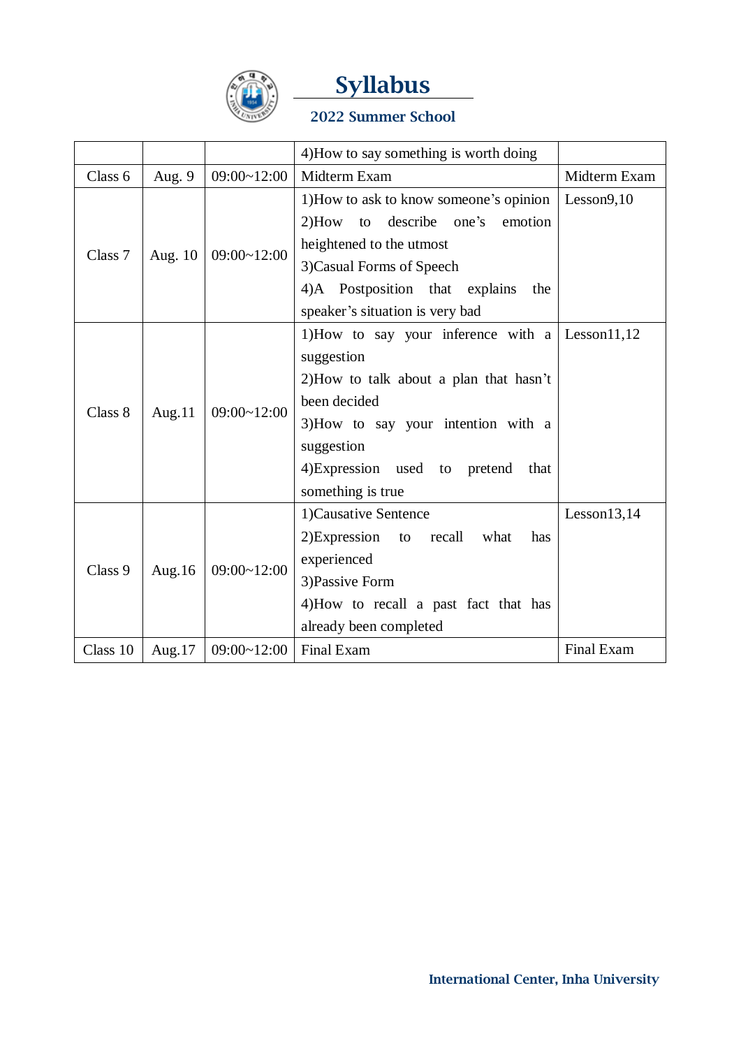# Syllabus

**2022 Summer School**

| | | | | |
|---|---|---|---|---|
| | | | 4)How to say something is worth doing | |
| Class 6 | Aug. 9 | 09:00~12:00 | Midterm Exam | Midterm Exam |
| Class 7 | Aug. 10 | 09:00~12:00 | 1)How to ask to know someone's opinion<br>2)How to describe one's emotion heightened to the utmost<br>3)Casual Forms of Speech<br>4)A Postposition that explains the speaker's situation is very bad | Lesson9,10 |
| Class 8 | Aug.11 | 09:00~12:00 | 1)How to say your inference with a suggestion<br>2)How to talk about a plan that hasn't been decided<br>3)How to say your intention with a suggestion<br>4)Expression used to pretend that something is true | Lesson11,12 |
| Class 9 | Aug.16 | 09:00~12:00 | 1)Causative Sentence<br>2)Expression to recall what has experienced<br>3)Passive Form<br>4)How to recall a past fact that has already been completed | Lesson13,14 |
| Class 10 | Aug.17 | 09:00~12:00 | Final Exam | Final Exam |

**International Center, Inha University**